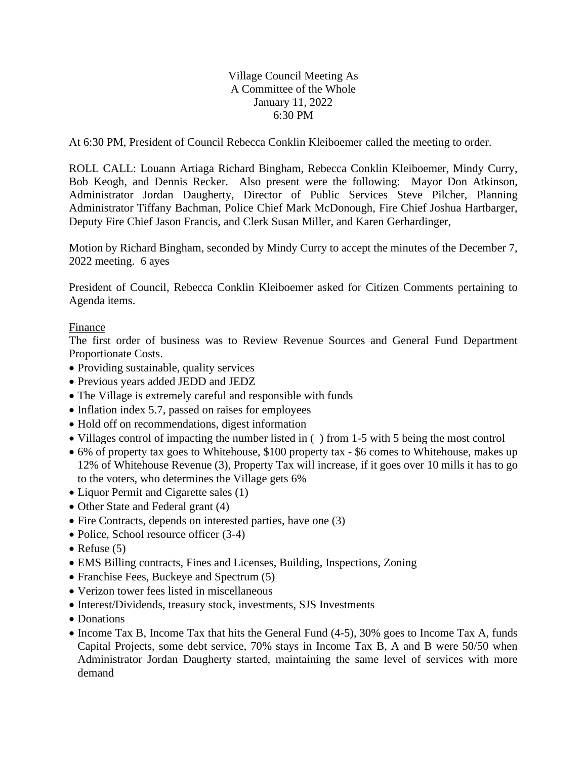Village Council Meeting As
A Committee of the Whole
January 11, 2022
6:30 PM

At 6:30 PM, President of Council Rebecca Conklin Kleiboemer called the meeting to order.

ROLL CALL: Louann Artiaga Richard Bingham, Rebecca Conklin Kleiboemer, Mindy Curry, Bob Keogh, and Dennis Recker. Also present were the following: Mayor Don Atkinson, Administrator Jordan Daugherty, Director of Public Services Steve Pilcher, Planning Administrator Tiffany Bachman, Police Chief Mark McDonough, Fire Chief Joshua Hartbarger, Deputy Fire Chief Jason Francis, and Clerk Susan Miller, and Karen Gerhardinger,

Motion by Richard Bingham, seconded by Mindy Curry to accept the minutes of the December 7, 2022 meeting. 6 ayes

President of Council, Rebecca Conklin Kleiboemer asked for Citizen Comments pertaining to Agenda items.

<u>Finance</u>

The first order of business was to Review Revenue Sources and General Fund Department Proportionate Costs.

- Providing sustainable, quality services
- Previous years added JEDD and JEDZ
- The Village is extremely careful and responsible with funds
- Inflation index 5.7, passed on raises for employees
- Hold off on recommendations, digest information
- Villages control of impacting the number listed in ( ) from 1-5 with 5 being the most control
- 6% of property tax goes to Whitehouse, $100 property tax - $6 comes to Whitehouse, makes up 12% of Whitehouse Revenue (3), Property Tax will increase, if it goes over 10 mills it has to go to the voters, who determines the Village gets 6%
- Liquor Permit and Cigarette sales (1)
- Other State and Federal grant (4)
- Fire Contracts, depends on interested parties, have one (3)
- Police, School resource officer (3-4)
- Refuse (5)
- EMS Billing contracts, Fines and Licenses, Building, Inspections, Zoning
- Franchise Fees, Buckeye and Spectrum (5)
- Verizon tower fees listed in miscellaneous
- Interest/Dividends, treasury stock, investments, SJS Investments
- Donations
- Income Tax B, Income Tax that hits the General Fund (4-5), 30% goes to Income Tax A, funds Capital Projects, some debt service, 70% stays in Income Tax B, A and B were 50/50 when Administrator Jordan Daugherty started, maintaining the same level of services with more demand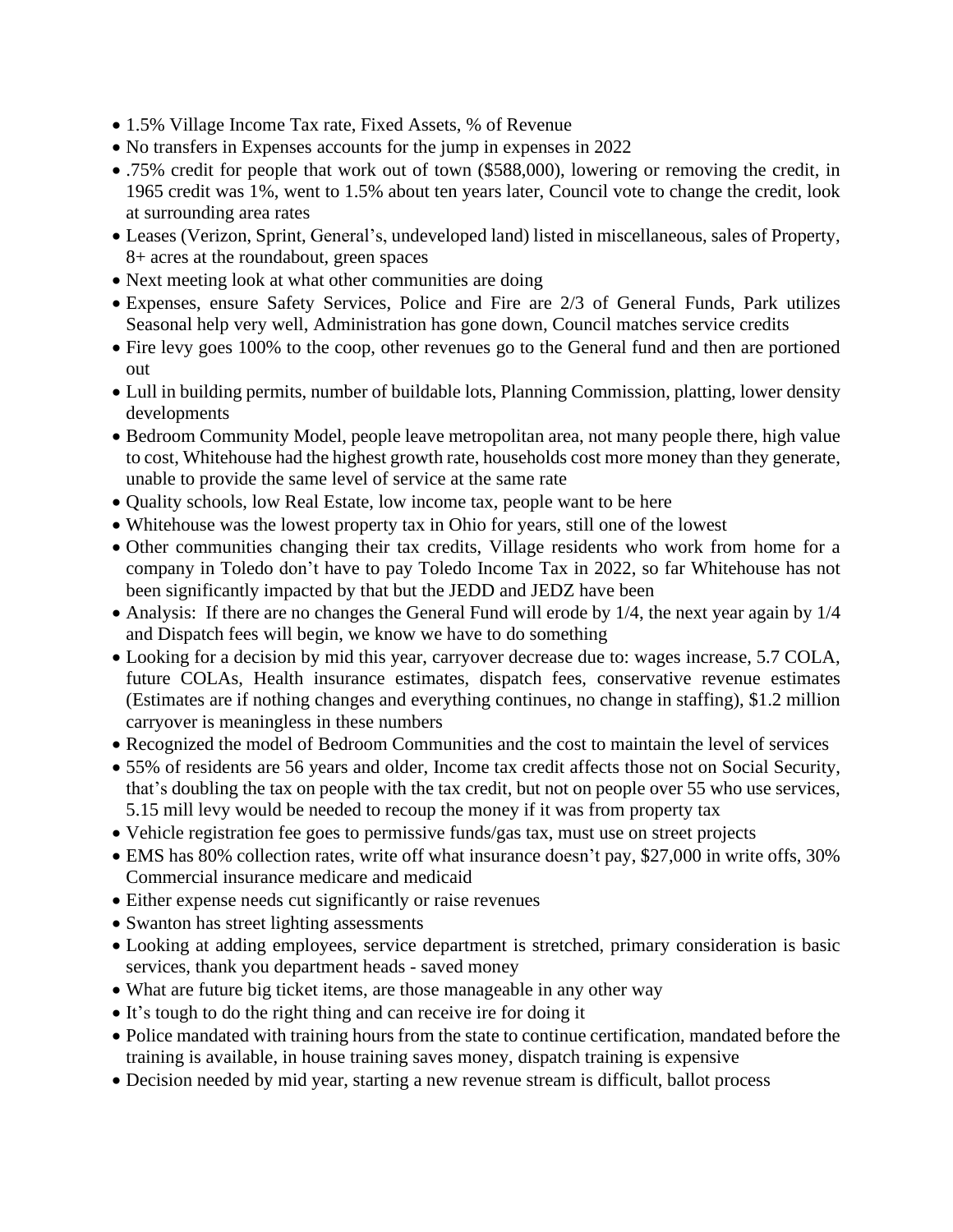- 1.5% Village Income Tax rate, Fixed Assets, % of Revenue
- No transfers in Expenses accounts for the jump in expenses in 2022
- .75% credit for people that work out of town ($588,000), lowering or removing the credit, in 1965 credit was 1%, went to 1.5% about ten years later, Council vote to change the credit, look at surrounding area rates
- Leases (Verizon, Sprint, General's, undeveloped land) listed in miscellaneous, sales of Property, 8+ acres at the roundabout, green spaces
- Next meeting look at what other communities are doing
- Expenses, ensure Safety Services, Police and Fire are 2/3 of General Funds, Park utilizes Seasonal help very well, Administration has gone down, Council matches service credits
- Fire levy goes 100% to the coop, other revenues go to the General fund and then are portioned out
- Lull in building permits, number of buildable lots, Planning Commission, platting, lower density developments
- Bedroom Community Model, people leave metropolitan area, not many people there, high value to cost, Whitehouse had the highest growth rate, households cost more money than they generate, unable to provide the same level of service at the same rate
- Quality schools, low Real Estate, low income tax, people want to be here
- Whitehouse was the lowest property tax in Ohio for years, still one of the lowest
- Other communities changing their tax credits, Village residents who work from home for a company in Toledo don't have to pay Toledo Income Tax in 2022, so far Whitehouse has not been significantly impacted by that but the JEDD and JEDZ have been
- Analysis: If there are no changes the General Fund will erode by 1/4, the next year again by 1/4 and Dispatch fees will begin, we know we have to do something
- Looking for a decision by mid this year, carryover decrease due to: wages increase, 5.7 COLA, future COLAs, Health insurance estimates, dispatch fees, conservative revenue estimates (Estimates are if nothing changes and everything continues, no change in staffing), $1.2 million carryover is meaningless in these numbers
- Recognized the model of Bedroom Communities and the cost to maintain the level of services
- 55% of residents are 56 years and older, Income tax credit affects those not on Social Security, that's doubling the tax on people with the tax credit, but not on people over 55 who use services, 5.15 mill levy would be needed to recoup the money if it was from property tax
- Vehicle registration fee goes to permissive funds/gas tax, must use on street projects
- EMS has 80% collection rates, write off what insurance doesn't pay, $27,000 in write offs, 30% Commercial insurance medicare and medicaid
- Either expense needs cut significantly or raise revenues
- Swanton has street lighting assessments
- Looking at adding employees, service department is stretched, primary consideration is basic services, thank you department heads - saved money
- What are future big ticket items, are those manageable in any other way
- It's tough to do the right thing and can receive ire for doing it
- Police mandated with training hours from the state to continue certification, mandated before the training is available, in house training saves money, dispatch training is expensive
- Decision needed by mid year, starting a new revenue stream is difficult, ballot process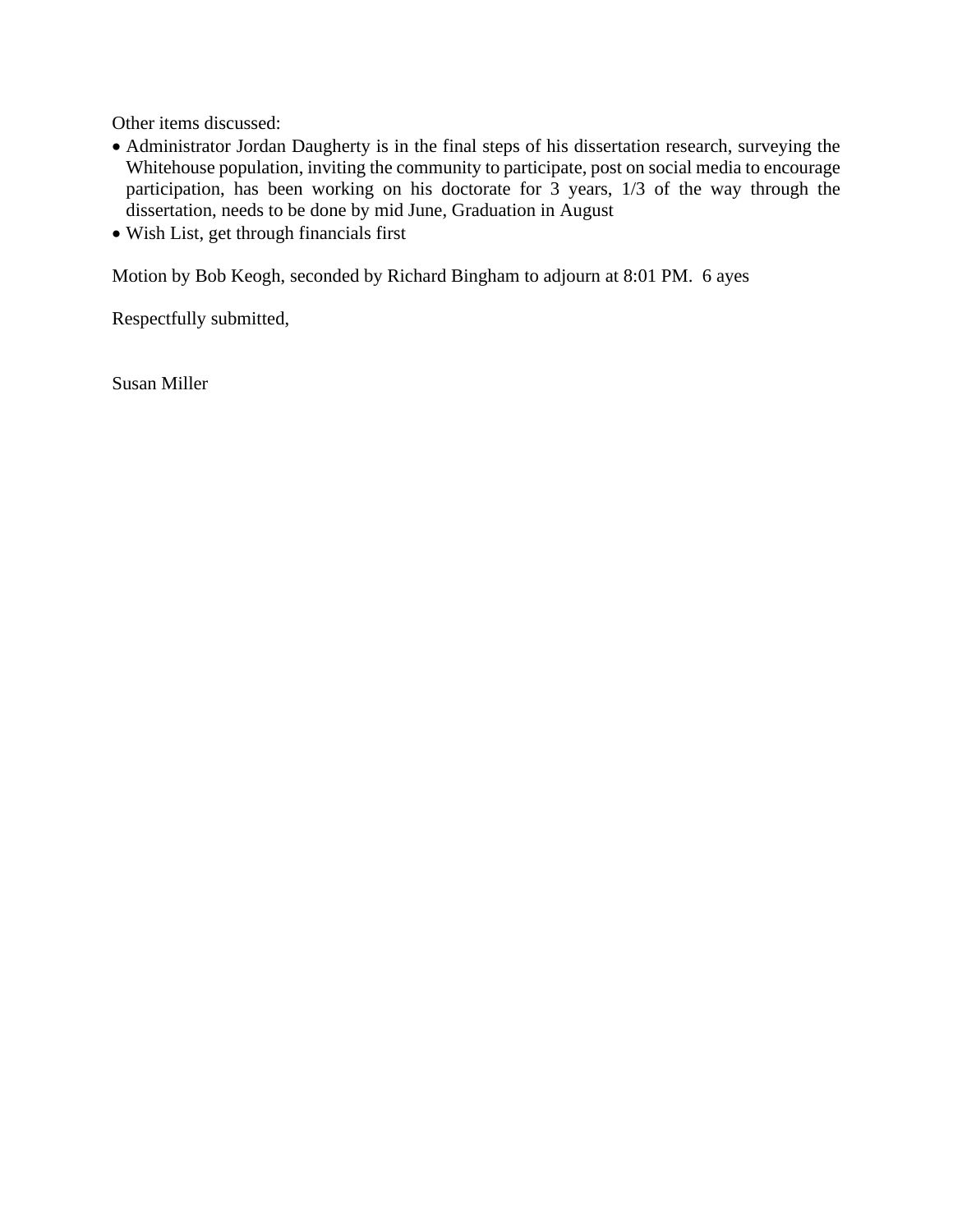Other items discussed:

- Administrator Jordan Daugherty is in the final steps of his dissertation research, surveying the Whitehouse population, inviting the community to participate, post on social media to encourage participation, has been working on his doctorate for 3 years, 1/3 of the way through the dissertation, needs to be done by mid June, Graduation in August
- Wish List, get through financials first

Motion by Bob Keogh, seconded by Richard Bingham to adjourn at 8:01 PM. 6 ayes

Respectfully submitted,

Susan Miller